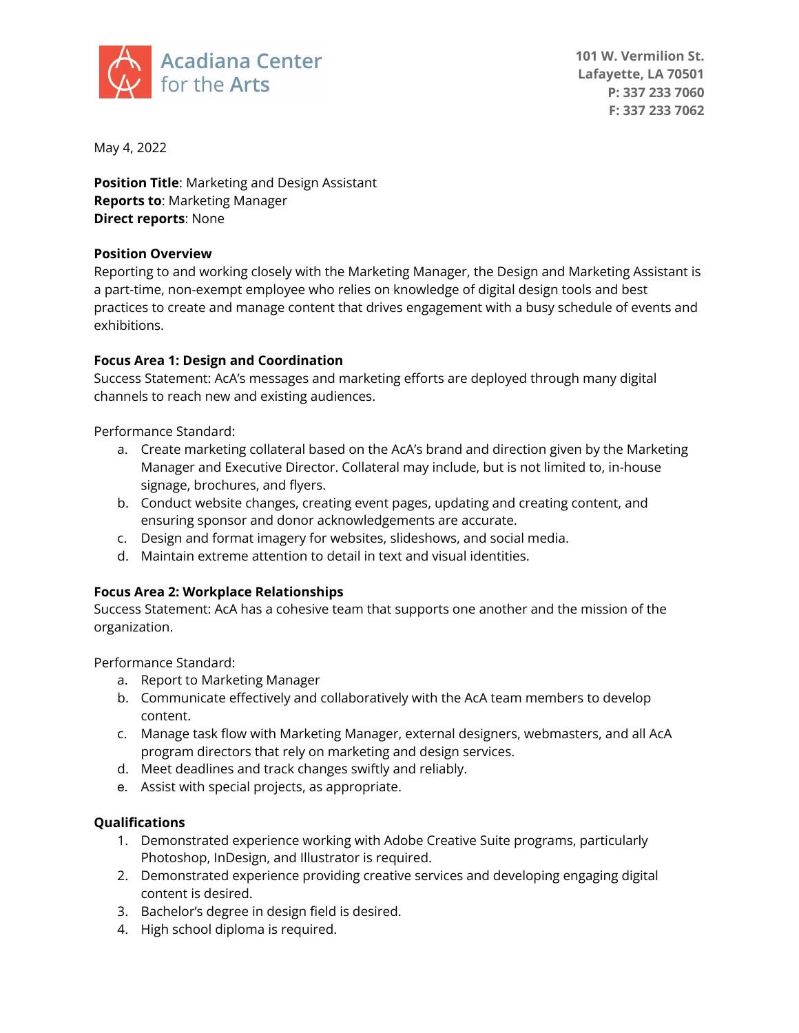Acadiana Center for the Arts

101 W. Vermilion St.
Lafayette, LA 70501
P: 337 233 7060
F: 337 233 7062

May 4, 2022

**Position Title**: Marketing and Design Assistant
**Reports to**: Marketing Manager
**Direct reports**: None

**Position Overview**
Reporting to and working closely with the Marketing Manager, the Design and Marketing Assistant is a part-time, non-exempt employee who relies on knowledge of digital design tools and best practices to create and manage content that drives engagement with a busy schedule of events and exhibitions.

**Focus Area 1: Design and Coordination**
Success Statement: AcA's messages and marketing efforts are deployed through many digital channels to reach new and existing audiences.

Performance Standard:

a. Create marketing collateral based on the AcA's brand and direction given by the Marketing Manager and Executive Director. Collateral may include, but is not limited to, in-house signage, brochures, and flyers.
b. Conduct website changes, creating event pages, updating and creating content, and ensuring sponsor and donor acknowledgements are accurate.
c. Design and format imagery for websites, slideshows, and social media.
d. Maintain extreme attention to detail in text and visual identities.

**Focus Area 2: Workplace Relationships**
Success Statement: AcA has a cohesive team that supports one another and the mission of the organization.

Performance Standard:

a. Report to Marketing Manager
b. Communicate effectively and collaboratively with the AcA team members to develop content.
c. Manage task flow with Marketing Manager, external designers, webmasters, and all AcA program directors that rely on marketing and design services.
d. Meet deadlines and track changes swiftly and reliably.
e. Assist with special projects, as appropriate.

**Qualifications**

1. Demonstrated experience working with Adobe Creative Suite programs, particularly Photoshop, InDesign, and Illustrator is required.
2. Demonstrated experience providing creative services and developing engaging digital content is desired.
3. Bachelor's degree in design field is desired.
4. High school diploma is required.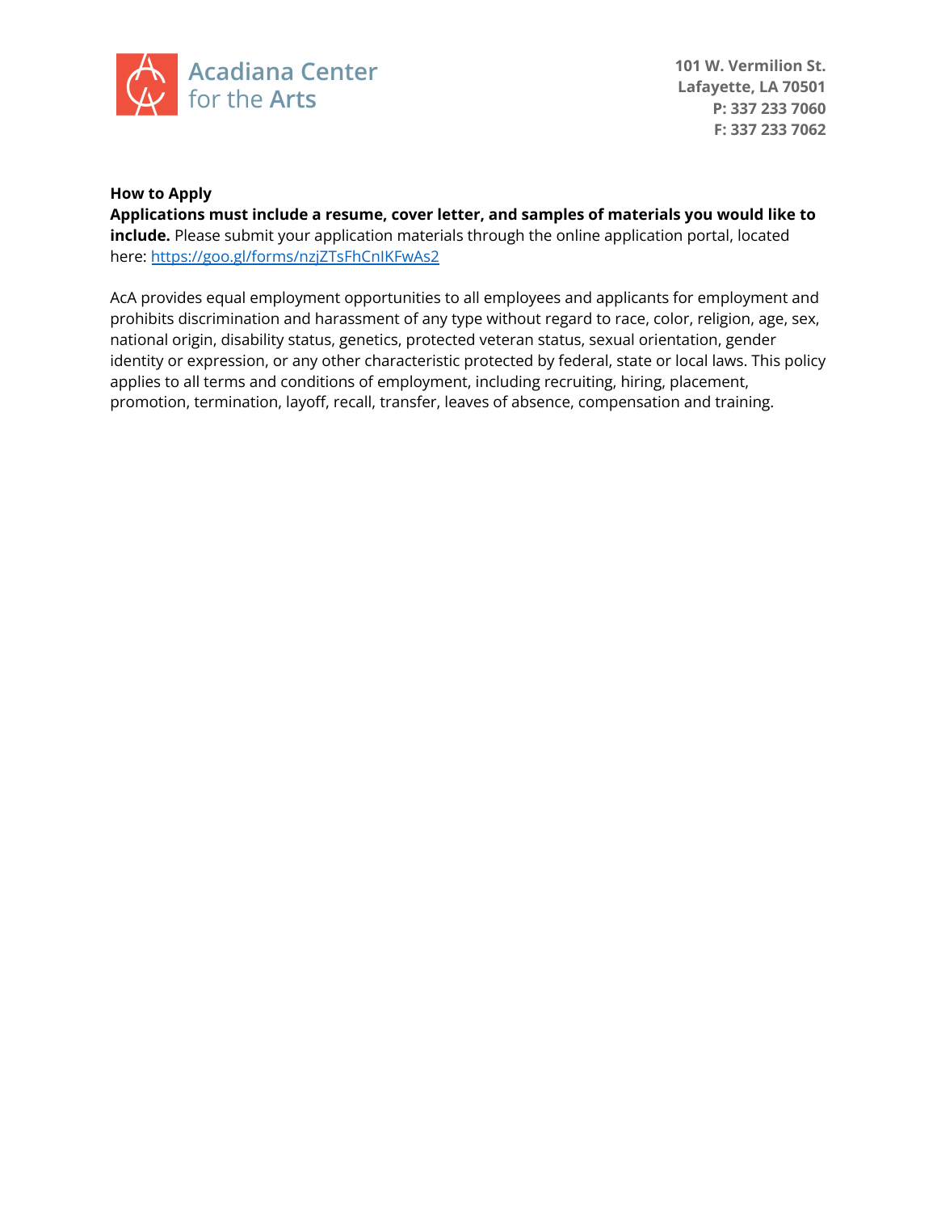Acadiana Center for the Arts

101 W. Vermilion St.
Lafayette, LA 70501
P: 337 233 7060
F: 337 233 7062

**How to Apply**

**Applications must include a resume, cover letter, and samples of materials you would like to include.** Please submit your application materials through the online application portal, located here: https://goo.gl/forms/nzjZTsFhCnIKFwAs2

AcA provides equal employment opportunities to all employees and applicants for employment and prohibits discrimination and harassment of any type without regard to race, color, religion, age, sex, national origin, disability status, genetics, protected veteran status, sexual orientation, gender identity or expression, or any other characteristic protected by federal, state or local laws. This policy applies to all terms and conditions of employment, including recruiting, hiring, placement, promotion, termination, layoff, recall, transfer, leaves of absence, compensation and training.